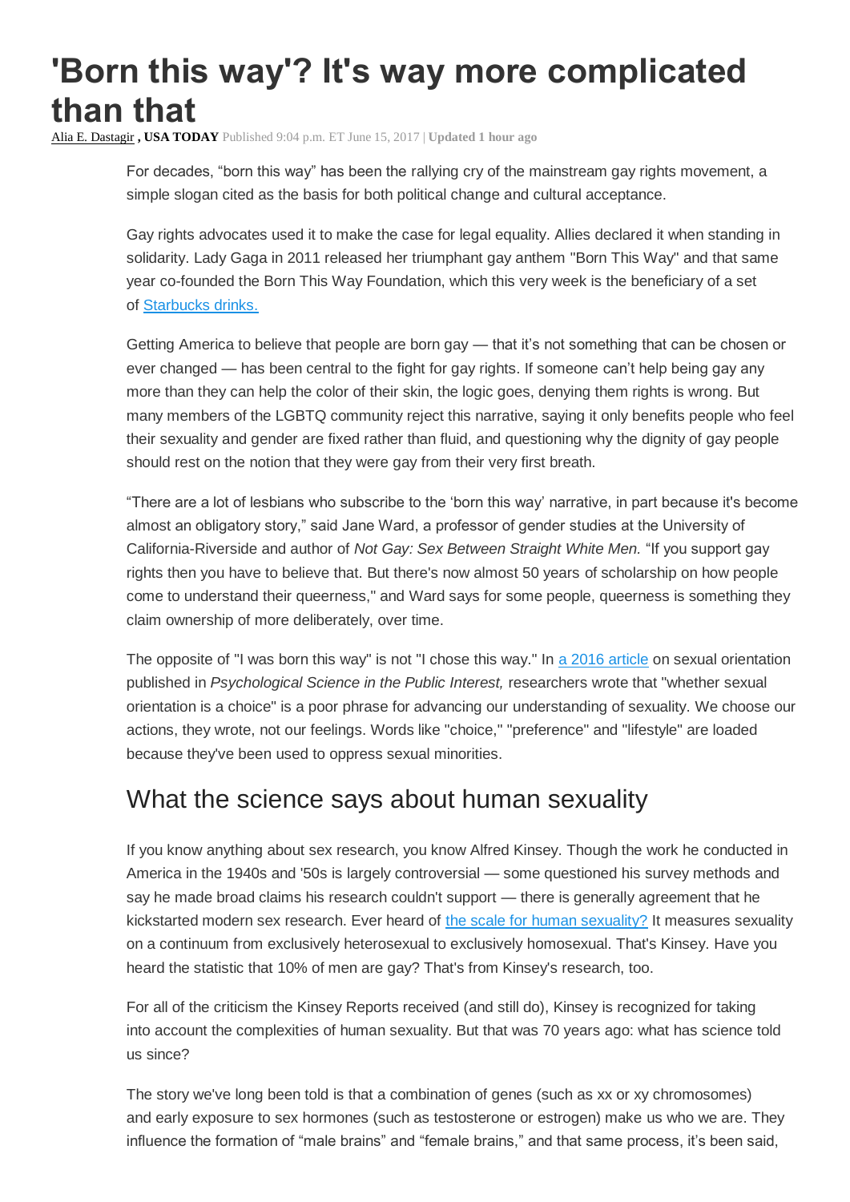# 'Born this way'? It's way more complicated than that

Alia E. Dastagir **, USA TODAY** Published 9:04 p.m. ET June 15, 2017 | **Updated 1 hour ago**

For decades, "born this way" has been the rallying cry of the mainstream gay rights movement, a simple slogan cited as the basis for both political change and cultural acceptance.

Gay rights advocates used it to make the case for legal equality. Allies declared it when standing in solidarity. Lady Gaga in 2011 released her triumphant gay anthem "Born This Way" and that same year co-founded the Born This Way Foundation, which this very week is the beneficiary of a set of Starbucks drinks.

Getting America to believe that people are born gay — that it's not something that can be chosen or ever changed — has been central to the fight for gay rights. If someone can't help being gay any more than they can help the color of their skin, the logic goes, denying them rights is wrong. But many members of the LGBTQ community reject this narrative, saying it only benefits people who feel their sexuality and gender are fixed rather than fluid, and questioning why the dignity of gay people should rest on the notion that they were gay from their very first breath.

"There are a lot of lesbians who subscribe to the 'born this way' narrative, in part because it's become almost an obligatory story," said Jane Ward, a professor of gender studies at the University of California-Riverside and author of *Not Gay: Sex Between Straight White Men.* "If you support gay rights then you have to believe that. But there's now almost 50 years of scholarship on how people come to understand their queerness," and Ward says for some people, queerness is something they claim ownership of more deliberately, over time.

The opposite of "I was born this way" is not "I chose this way." In a 2016 article on sexual orientation published in *Psychological Science in the Public Interest,* researchers wrote that "whether sexual orientation is a choice" is a poor phrase for advancing our understanding of sexuality. We choose our actions, they wrote, not our feelings. Words like "choice," "preference" and "lifestyle" are loaded because they've been used to oppress sexual minorities.

## What the science says about human sexuality

If you know anything about sex research, you know Alfred Kinsey. Though the work he conducted in America in the 1940s and '50s is largely controversial — some questioned his survey methods and say he made broad claims his research couldn't support — there is generally agreement that he kickstarted modern sex research. Ever heard of the scale for human sexuality? It measures sexuality on a continuum from exclusively heterosexual to exclusively homosexual. That's Kinsey. Have you heard the statistic that 10% of men are gay? That's from Kinsey's research, too.

For all of the criticism the Kinsey Reports received (and still do), Kinsey is recognized for taking into account the complexities of human sexuality. But that was 70 years ago: what has science told us since?

The story we've long been told is that a combination of genes (such as xx or xy chromosomes) and early exposure to sex hormones (such as testosterone or estrogen) make us who we are. They influence the formation of "male brains" and "female brains," and that same process, it's been said,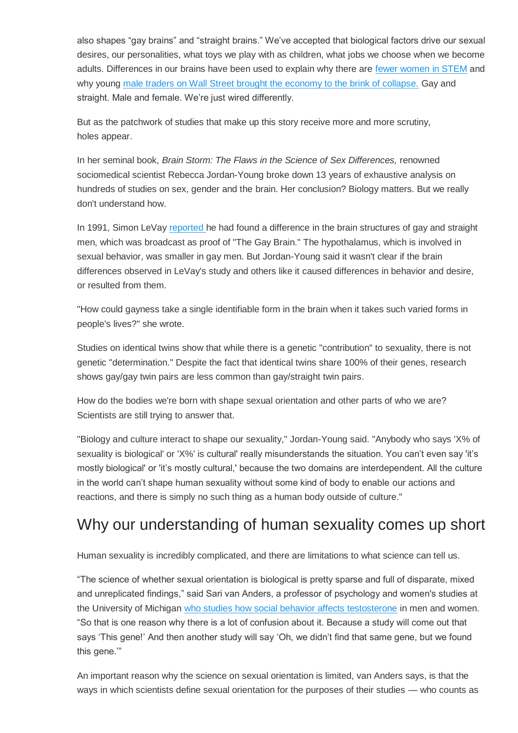also shapes “gay brains” and “straight brains.” We’ve accepted that biological factors drive our sexual desires, our personalities, what toys we play with as children, what jobs we choose when we become adults. Differences in our brains have been used to explain why there are [fewer women in STEM]() and why young [male traders on Wall Street brought the economy to the brink of collapse.]() Gay and straight. Male and female. We’re just wired differently.

But as the patchwork of studies that make up this story receive more and more scrutiny, holes appear.

In her seminal book, *Brain Storm: The Flaws in the Science of Sex Differences,* renowned sociomedical scientist Rebecca Jordan-Young broke down 13 years of exhaustive analysis on hundreds of studies on sex, gender and the brain. Her conclusion? Biology matters. But we really don't understand how.

In 1991, Simon LeVay [reported]() he had found a difference in the brain structures of gay and straight men, which was broadcast as proof of "The Gay Brain." The hypothalamus, which is involved in sexual behavior, was smaller in gay men. But Jordan-Young said it wasn't clear if the brain differences observed in LeVay's study and others like it caused differences in behavior and desire, or resulted from them.

"How could gayness take a single identifiable form in the brain when it takes such varied forms in people's lives?" she wrote.

Studies on identical twins show that while there is a genetic "contribution" to sexuality, there is not genetic "determination." Despite the fact that identical twins share 100% of their genes, research shows gay/gay twin pairs are less common than gay/straight twin pairs.

How do the bodies we're born with shape sexual orientation and other parts of who we are? Scientists are still trying to answer that.

"Biology and culture interact to shape our sexuality," Jordan-Young said. "Anybody who says 'X% of sexuality is biological' or 'X%' is cultural' really misunderstands the situation. You can’t even say 'it’s mostly biological' or 'it’s mostly cultural,' because the two domains are interdependent. All the culture in the world can’t shape human sexuality without some kind of body to enable our actions and reactions, and there is simply no such thing as a human body outside of culture."

## Why our understanding of human sexuality comes up short

Human sexuality is incredibly complicated, and there are limitations to what science can tell us.

“The science of whether sexual orientation is biological is pretty sparse and full of disparate, mixed and unreplicated findings,” said Sari van Anders, a professor of psychology and women's studies at the University of Michigan [who studies how social behavior affects testosterone]() in men and women. “So that is one reason why there is a lot of confusion about it. Because a study will come out that says ‘This gene!’ And then another study will say ‘Oh, we didn’t find that same gene, but we found this gene.’”

An important reason why the science on sexual orientation is limited, van Anders says, is that the ways in which scientists define sexual orientation for the purposes of their studies — who counts as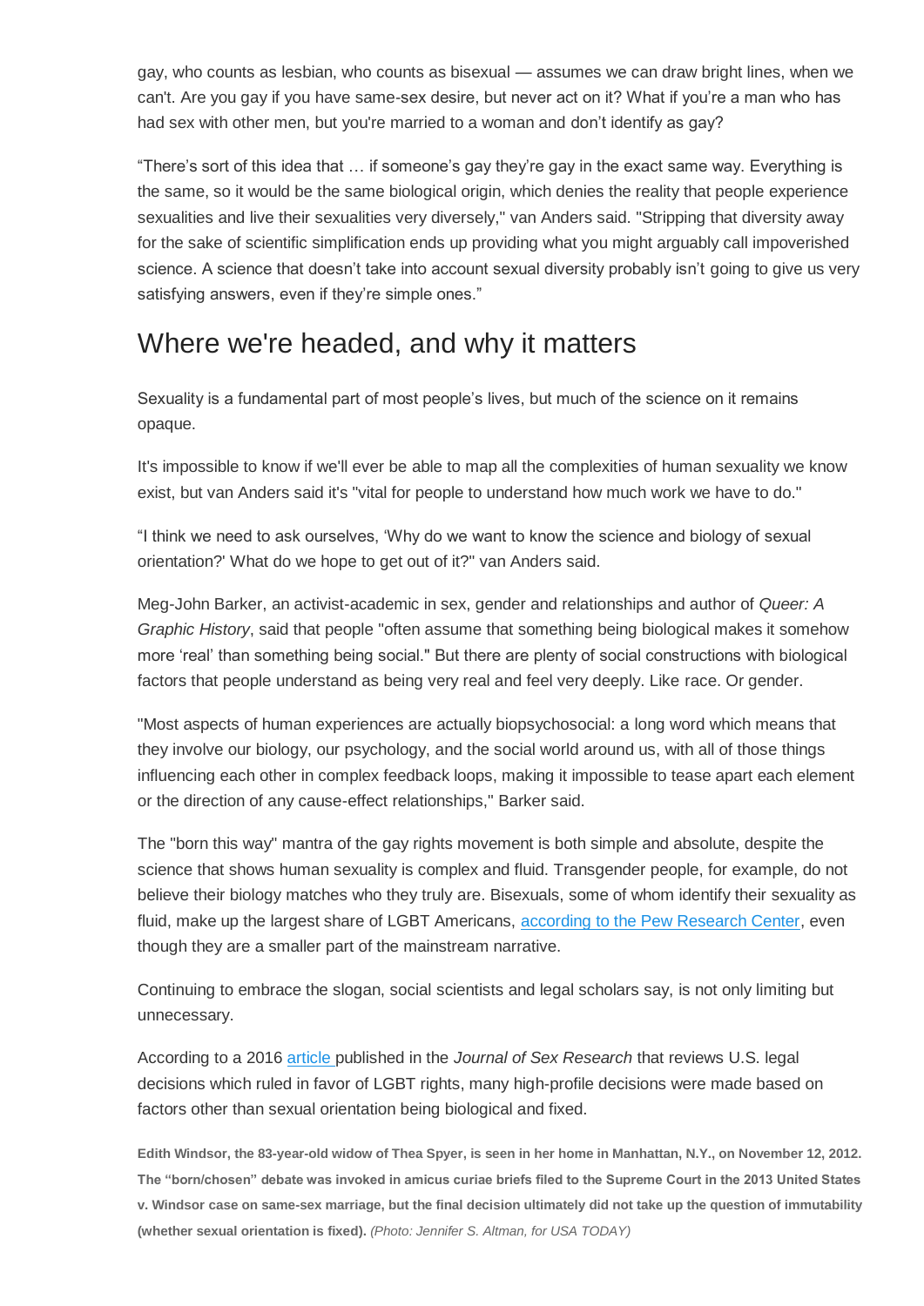gay, who counts as lesbian, who counts as bisexual — assumes we can draw bright lines, when we can't. Are you gay if you have same-sex desire, but never act on it? What if you're a man who has had sex with other men, but you're married to a woman and don't identify as gay?

“There's sort of this idea that … if someone's gay they're gay in the exact same way. Everything is the same, so it would be the same biological origin, which denies the reality that people experience sexualities and live their sexualities very diversely," van Anders said. "Stripping that diversity away for the sake of scientific simplification ends up providing what you might arguably call impoverished science. A science that doesn't take into account sexual diversity probably isn't going to give us very satisfying answers, even if they're simple ones.”

## Where we're headed, and why it matters

Sexuality is a fundamental part of most people's lives, but much of the science on it remains opaque.

It's impossible to know if we'll ever be able to map all the complexities of human sexuality we know exist, but van Anders said it's "vital for people to understand how much work we have to do."

“I think we need to ask ourselves, ‘Why do we want to know the science and biology of sexual orientation?' What do we hope to get out of it?" van Anders said.

Meg-John Barker, an activist-academic in sex, gender and relationships and author of *Queer: A Graphic History*, said that people "often assume that something being biological makes it somehow more ‘real' than something being social." But there are plenty of social constructions with biological factors that people understand as being very real and feel very deeply. Like race. Or gender.

"Most aspects of human experiences are actually biopsychosocial: a long word which means that they involve our biology, our psychology, and the social world around us, with all of those things influencing each other in complex feedback loops, making it impossible to tease apart each element or the direction of any cause-effect relationships," Barker said.

The "born this way" mantra of the gay rights movement is both simple and absolute, despite the science that shows human sexuality is complex and fluid. Transgender people, for example, do not believe their biology matches who they truly are. Bisexuals, some of whom identify their sexuality as fluid, make up the largest share of LGBT Americans, [according to the Pew Research Center], even though they are a smaller part of the mainstream narrative.

Continuing to embrace the slogan, social scientists and legal scholars say, is not only limiting but unnecessary.

According to a 2016 [article] published in the *Journal of Sex Research* that reviews U.S. legal decisions which ruled in favor of LGBT rights, many high-profile decisions were made based on factors other than sexual orientation being biological and fixed.

**Edith Windsor, the 83-year-old widow of Thea Spyer, is seen in her home in Manhattan, N.Y., on November 12, 2012. The “born/chosen” debate was invoked in amicus curiae briefs filed to the Supreme Court in the 2013 United States v. Windsor case on same-sex marriage, but the final decision ultimately did not take up the question of immutability (whether sexual orientation is fixed).** *(Photo: Jennifer S. Altman, for USA TODAY)*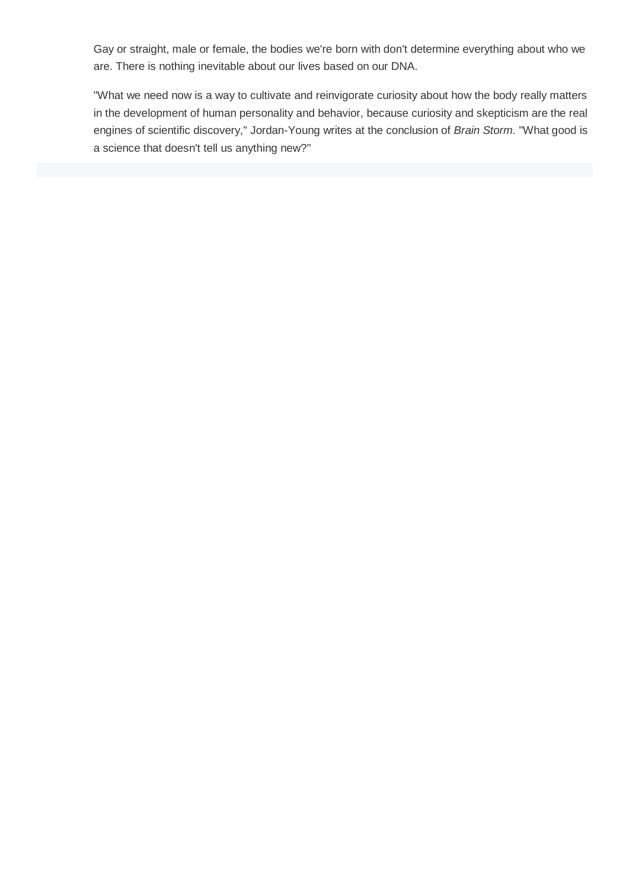Gay or straight, male or female, the bodies we're born with don't determine everything about who we are. There is nothing inevitable about our lives based on our DNA.

"What we need now is a way to cultivate and reinvigorate curiosity about how the body really matters in the development of human personality and behavior, because curiosity and skepticism are the real engines of scientific discovery," Jordan-Young writes at the conclusion of *Brain Storm.* "What good is a science that doesn't tell us anything new?"